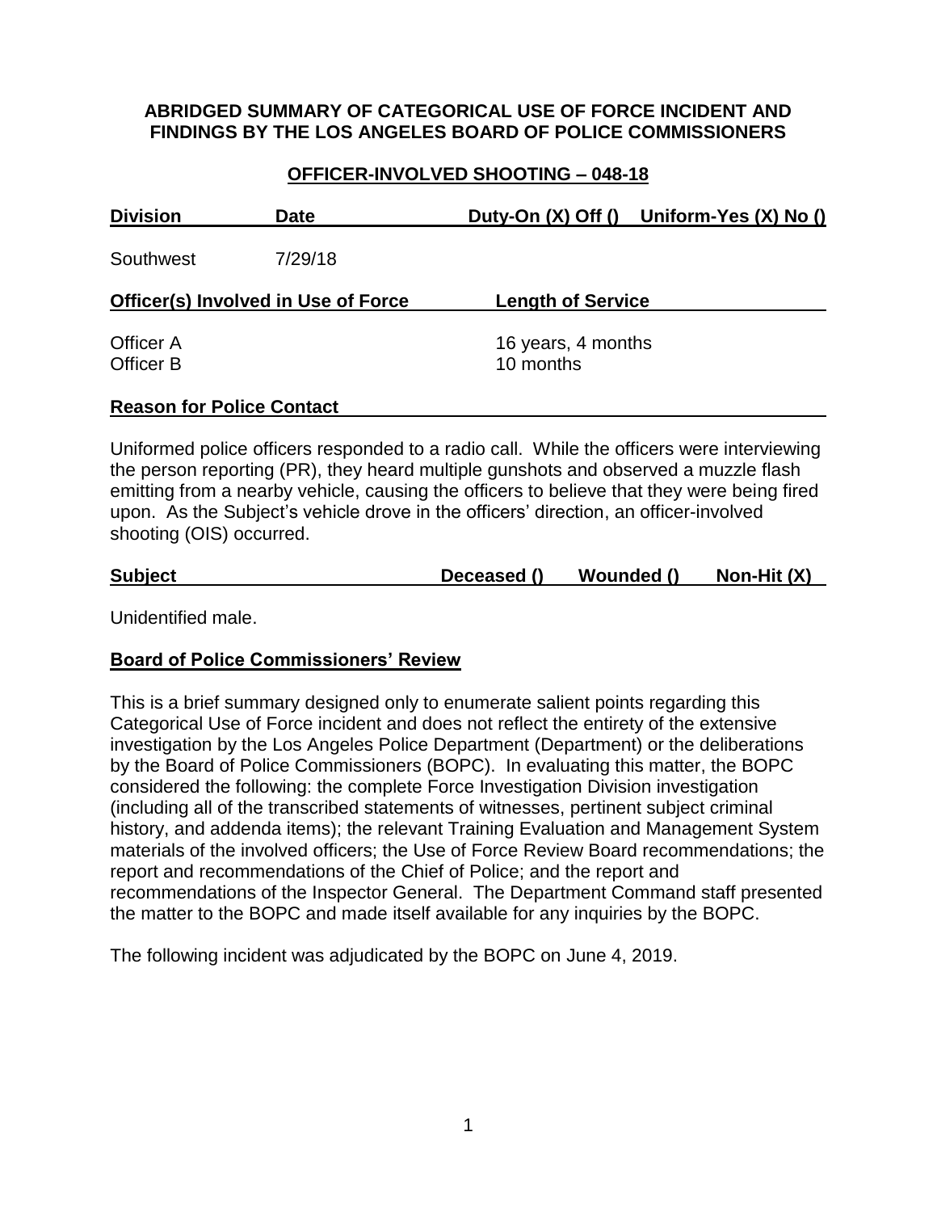**ABRIDGED SUMMARY OF CATEGORICAL USE OF FORCE INCIDENT AND FINDINGS BY THE LOS ANGELES BOARD OF POLICE COMMISSIONERS**

**OFFICER-INVOLVED SHOOTING – 048-18**

| Division | Date | Duty-On (X) Off () | Uniform-Yes (X) No () |
|---|---|---|---|
| Southwest | 7/29/18 | | |

| Officer(s) Involved in Use of Force | Length of Service |
|---|---|
| Officer A | 16 years, 4 months |
| Officer B | 10 months |

**Reason for Police Contact**

Uniformed police officers responded to a radio call. While the officers were interviewing the person reporting (PR), they heard multiple gunshots and observed a muzzle flash emitting from a nearby vehicle, causing the officers to believe that they were being fired upon. As the Subject's vehicle drove in the officers' direction, an officer-involved shooting (OIS) occurred.

| Subject | Deceased () | Wounded () | Non-Hit (X) |
|---|---|---|---|

Unidentified male.

**Board of Police Commissioners' Review**

This is a brief summary designed only to enumerate salient points regarding this Categorical Use of Force incident and does not reflect the entirety of the extensive investigation by the Los Angeles Police Department (Department) or the deliberations by the Board of Police Commissioners (BOPC). In evaluating this matter, the BOPC considered the following: the complete Force Investigation Division investigation (including all of the transcribed statements of witnesses, pertinent subject criminal history, and addenda items); the relevant Training Evaluation and Management System materials of the involved officers; the Use of Force Review Board recommendations; the report and recommendations of the Chief of Police; and the report and recommendations of the Inspector General. The Department Command staff presented the matter to the BOPC and made itself available for any inquiries by the BOPC.

The following incident was adjudicated by the BOPC on June 4, 2019.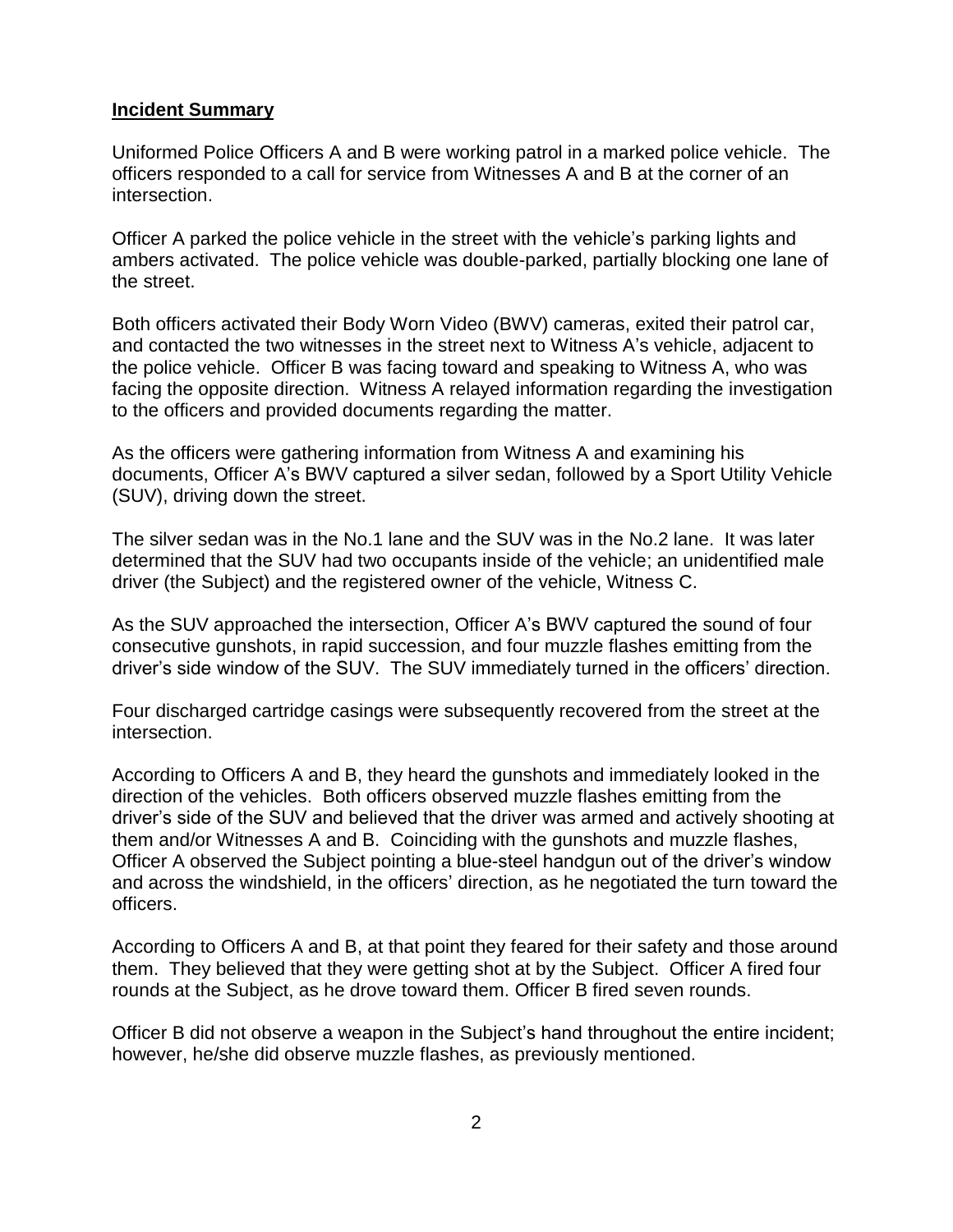**Incident Summary**

Uniformed Police Officers A and B were working patrol in a marked police vehicle. The officers responded to a call for service from Witnesses A and B at the corner of an intersection.

Officer A parked the police vehicle in the street with the vehicle's parking lights and ambers activated. The police vehicle was double-parked, partially blocking one lane of the street.

Both officers activated their Body Worn Video (BWV) cameras, exited their patrol car, and contacted the two witnesses in the street next to Witness A's vehicle, adjacent to the police vehicle. Officer B was facing toward and speaking to Witness A, who was facing the opposite direction. Witness A relayed information regarding the investigation to the officers and provided documents regarding the matter.

As the officers were gathering information from Witness A and examining his documents, Officer A's BWV captured a silver sedan, followed by a Sport Utility Vehicle (SUV), driving down the street.

The silver sedan was in the No.1 lane and the SUV was in the No.2 lane. It was later determined that the SUV had two occupants inside of the vehicle; an unidentified male driver (the Subject) and the registered owner of the vehicle, Witness C.

As the SUV approached the intersection, Officer A's BWV captured the sound of four consecutive gunshots, in rapid succession, and four muzzle flashes emitting from the driver's side window of the SUV. The SUV immediately turned in the officers' direction.

Four discharged cartridge casings were subsequently recovered from the street at the intersection.

According to Officers A and B, they heard the gunshots and immediately looked in the direction of the vehicles. Both officers observed muzzle flashes emitting from the driver's side of the SUV and believed that the driver was armed and actively shooting at them and/or Witnesses A and B. Coinciding with the gunshots and muzzle flashes, Officer A observed the Subject pointing a blue-steel handgun out of the driver's window and across the windshield, in the officers' direction, as he negotiated the turn toward the officers.

According to Officers A and B, at that point they feared for their safety and those around them. They believed that they were getting shot at by the Subject. Officer A fired four rounds at the Subject, as he drove toward them. Officer B fired seven rounds.

Officer B did not observe a weapon in the Subject's hand throughout the entire incident; however, he/she did observe muzzle flashes, as previously mentioned.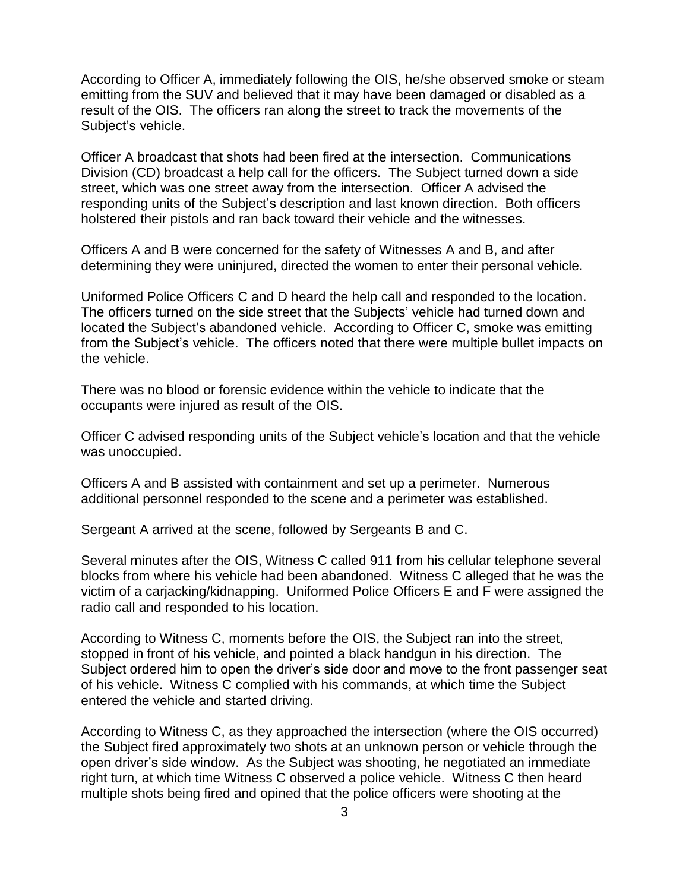According to Officer A, immediately following the OIS, he/she observed smoke or steam emitting from the SUV and believed that it may have been damaged or disabled as a result of the OIS. The officers ran along the street to track the movements of the Subject's vehicle.

Officer A broadcast that shots had been fired at the intersection. Communications Division (CD) broadcast a help call for the officers. The Subject turned down a side street, which was one street away from the intersection. Officer A advised the responding units of the Subject's description and last known direction. Both officers holstered their pistols and ran back toward their vehicle and the witnesses.

Officers A and B were concerned for the safety of Witnesses A and B, and after determining they were uninjured, directed the women to enter their personal vehicle.

Uniformed Police Officers C and D heard the help call and responded to the location. The officers turned on the side street that the Subjects' vehicle had turned down and located the Subject's abandoned vehicle. According to Officer C, smoke was emitting from the Subject's vehicle. The officers noted that there were multiple bullet impacts on the vehicle.

There was no blood or forensic evidence within the vehicle to indicate that the occupants were injured as result of the OIS.

Officer C advised responding units of the Subject vehicle's location and that the vehicle was unoccupied.

Officers A and B assisted with containment and set up a perimeter. Numerous additional personnel responded to the scene and a perimeter was established.

Sergeant A arrived at the scene, followed by Sergeants B and C.

Several minutes after the OIS, Witness C called 911 from his cellular telephone several blocks from where his vehicle had been abandoned. Witness C alleged that he was the victim of a carjacking/kidnapping. Uniformed Police Officers E and F were assigned the radio call and responded to his location.

According to Witness C, moments before the OIS, the Subject ran into the street, stopped in front of his vehicle, and pointed a black handgun in his direction. The Subject ordered him to open the driver's side door and move to the front passenger seat of his vehicle. Witness C complied with his commands, at which time the Subject entered the vehicle and started driving.

According to Witness C, as they approached the intersection (where the OIS occurred) the Subject fired approximately two shots at an unknown person or vehicle through the open driver's side window. As the Subject was shooting, he negotiated an immediate right turn, at which time Witness C observed a police vehicle. Witness C then heard multiple shots being fired and opined that the police officers were shooting at the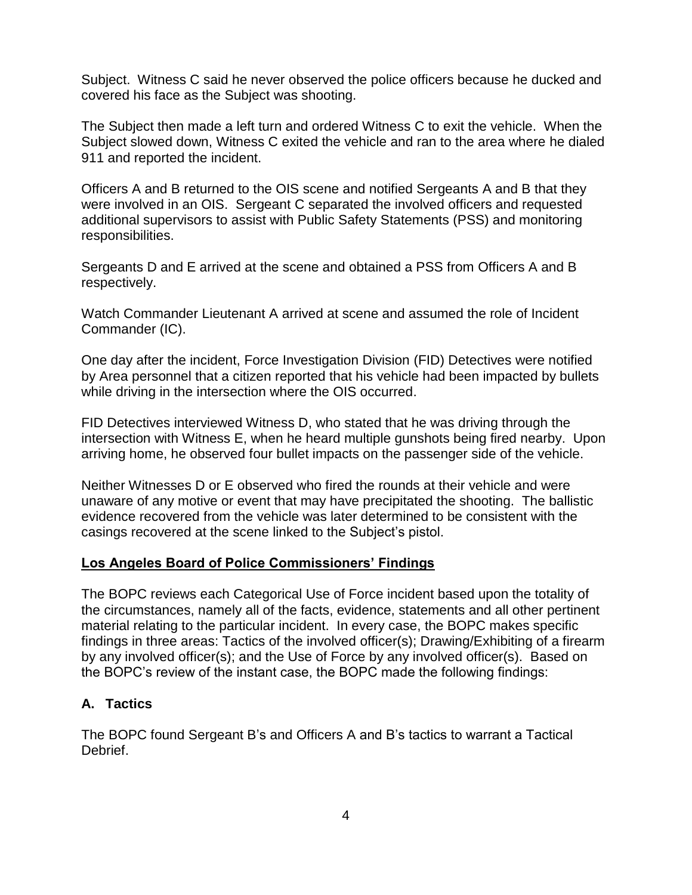Subject. Witness C said he never observed the police officers because he ducked and covered his face as the Subject was shooting.

The Subject then made a left turn and ordered Witness C to exit the vehicle. When the Subject slowed down, Witness C exited the vehicle and ran to the area where he dialed 911 and reported the incident.

Officers A and B returned to the OIS scene and notified Sergeants A and B that they were involved in an OIS. Sergeant C separated the involved officers and requested additional supervisors to assist with Public Safety Statements (PSS) and monitoring responsibilities.

Sergeants D and E arrived at the scene and obtained a PSS from Officers A and B respectively.

Watch Commander Lieutenant A arrived at scene and assumed the role of Incident Commander (IC).

One day after the incident, Force Investigation Division (FID) Detectives were notified by Area personnel that a citizen reported that his vehicle had been impacted by bullets while driving in the intersection where the OIS occurred.

FID Detectives interviewed Witness D, who stated that he was driving through the intersection with Witness E, when he heard multiple gunshots being fired nearby. Upon arriving home, he observed four bullet impacts on the passenger side of the vehicle.

Neither Witnesses D or E observed who fired the rounds at their vehicle and were unaware of any motive or event that may have precipitated the shooting. The ballistic evidence recovered from the vehicle was later determined to be consistent with the casings recovered at the scene linked to the Subject's pistol.

## Los Angeles Board of Police Commissioners' Findings

The BOPC reviews each Categorical Use of Force incident based upon the totality of the circumstances, namely all of the facts, evidence, statements and all other pertinent material relating to the particular incident. In every case, the BOPC makes specific findings in three areas: Tactics of the involved officer(s); Drawing/Exhibiting of a firearm by any involved officer(s); and the Use of Force by any involved officer(s). Based on the BOPC's review of the instant case, the BOPC made the following findings:

### A. Tactics

The BOPC found Sergeant B's and Officers A and B's tactics to warrant a Tactical Debrief.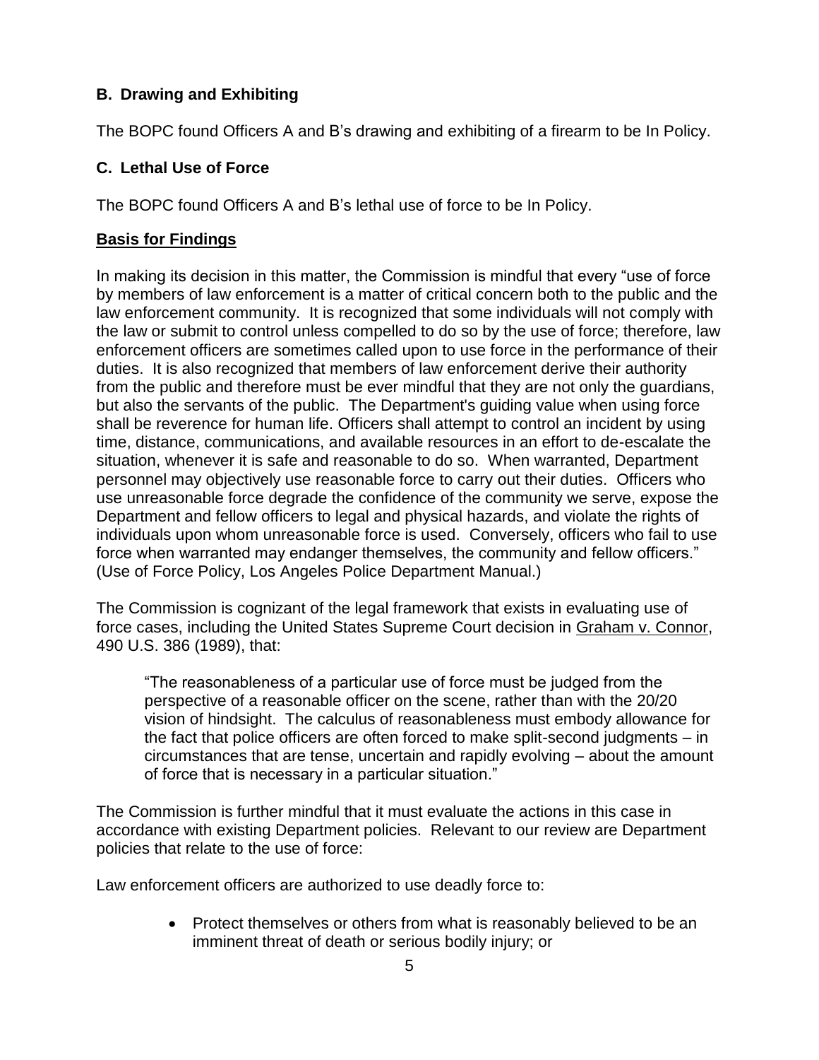### B. Drawing and Exhibiting

The BOPC found Officers A and B's drawing and exhibiting of a firearm to be In Policy.

### C. Lethal Use of Force

The BOPC found Officers A and B's lethal use of force to be In Policy.

**Basis for Findings**

In making its decision in this matter, the Commission is mindful that every "use of force by members of law enforcement is a matter of critical concern both to the public and the law enforcement community. It is recognized that some individuals will not comply with the law or submit to control unless compelled to do so by the use of force; therefore, law enforcement officers are sometimes called upon to use force in the performance of their duties. It is also recognized that members of law enforcement derive their authority from the public and therefore must be ever mindful that they are not only the guardians, but also the servants of the public. The Department's guiding value when using force shall be reverence for human life. Officers shall attempt to control an incident by using time, distance, communications, and available resources in an effort to de-escalate the situation, whenever it is safe and reasonable to do so. When warranted, Department personnel may objectively use reasonable force to carry out their duties. Officers who use unreasonable force degrade the confidence of the community we serve, expose the Department and fellow officers to legal and physical hazards, and violate the rights of individuals upon whom unreasonable force is used. Conversely, officers who fail to use force when warranted may endanger themselves, the community and fellow officers." (Use of Force Policy, Los Angeles Police Department Manual.)

The Commission is cognizant of the legal framework that exists in evaluating use of force cases, including the United States Supreme Court decision in Graham v. Connor, 490 U.S. 386 (1989), that:

> "The reasonableness of a particular use of force must be judged from the perspective of a reasonable officer on the scene, rather than with the 20/20 vision of hindsight. The calculus of reasonableness must embody allowance for the fact that police officers are often forced to make split-second judgments – in circumstances that are tense, uncertain and rapidly evolving – about the amount of force that is necessary in a particular situation."

The Commission is further mindful that it must evaluate the actions in this case in accordance with existing Department policies. Relevant to our review are Department policies that relate to the use of force:

Law enforcement officers are authorized to use deadly force to:

- Protect themselves or others from what is reasonably believed to be an imminent threat of death or serious bodily injury; or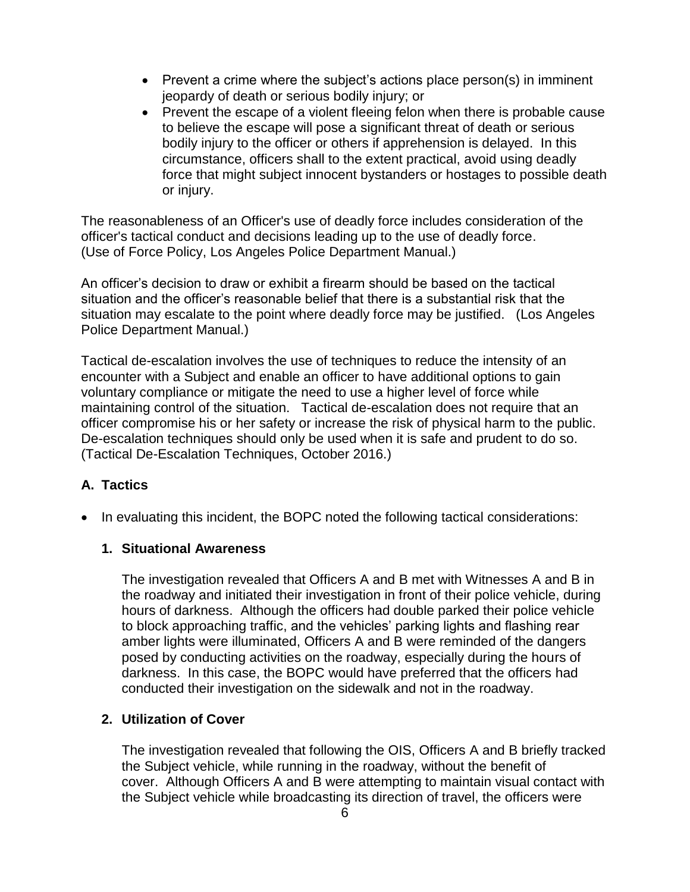- Prevent a crime where the subject's actions place person(s) in imminent jeopardy of death or serious bodily injury; or
- Prevent the escape of a violent fleeing felon when there is probable cause to believe the escape will pose a significant threat of death or serious bodily injury to the officer or others if apprehension is delayed. In this circumstance, officers shall to the extent practical, avoid using deadly force that might subject innocent bystanders or hostages to possible death or injury.

The reasonableness of an Officer's use of deadly force includes consideration of the officer's tactical conduct and decisions leading up to the use of deadly force. (Use of Force Policy, Los Angeles Police Department Manual.)

An officer's decision to draw or exhibit a firearm should be based on the tactical situation and the officer's reasonable belief that there is a substantial risk that the situation may escalate to the point where deadly force may be justified. (Los Angeles Police Department Manual.)

Tactical de-escalation involves the use of techniques to reduce the intensity of an encounter with a Subject and enable an officer to have additional options to gain voluntary compliance or mitigate the need to use a higher level of force while maintaining control of the situation. Tactical de-escalation does not require that an officer compromise his or her safety or increase the risk of physical harm to the public. De-escalation techniques should only be used when it is safe and prudent to do so. (Tactical De-Escalation Techniques, October 2016.)

## A. Tactics

- In evaluating this incident, the BOPC noted the following tactical considerations:

### 1. Situational Awareness

The investigation revealed that Officers A and B met with Witnesses A and B in the roadway and initiated their investigation in front of their police vehicle, during hours of darkness. Although the officers had double parked their police vehicle to block approaching traffic, and the vehicles' parking lights and flashing rear amber lights were illuminated, Officers A and B were reminded of the dangers posed by conducting activities on the roadway, especially during the hours of darkness. In this case, the BOPC would have preferred that the officers had conducted their investigation on the sidewalk and not in the roadway.

### 2. Utilization of Cover

The investigation revealed that following the OIS, Officers A and B briefly tracked the Subject vehicle, while running in the roadway, without the benefit of cover. Although Officers A and B were attempting to maintain visual contact with the Subject vehicle while broadcasting its direction of travel, the officers were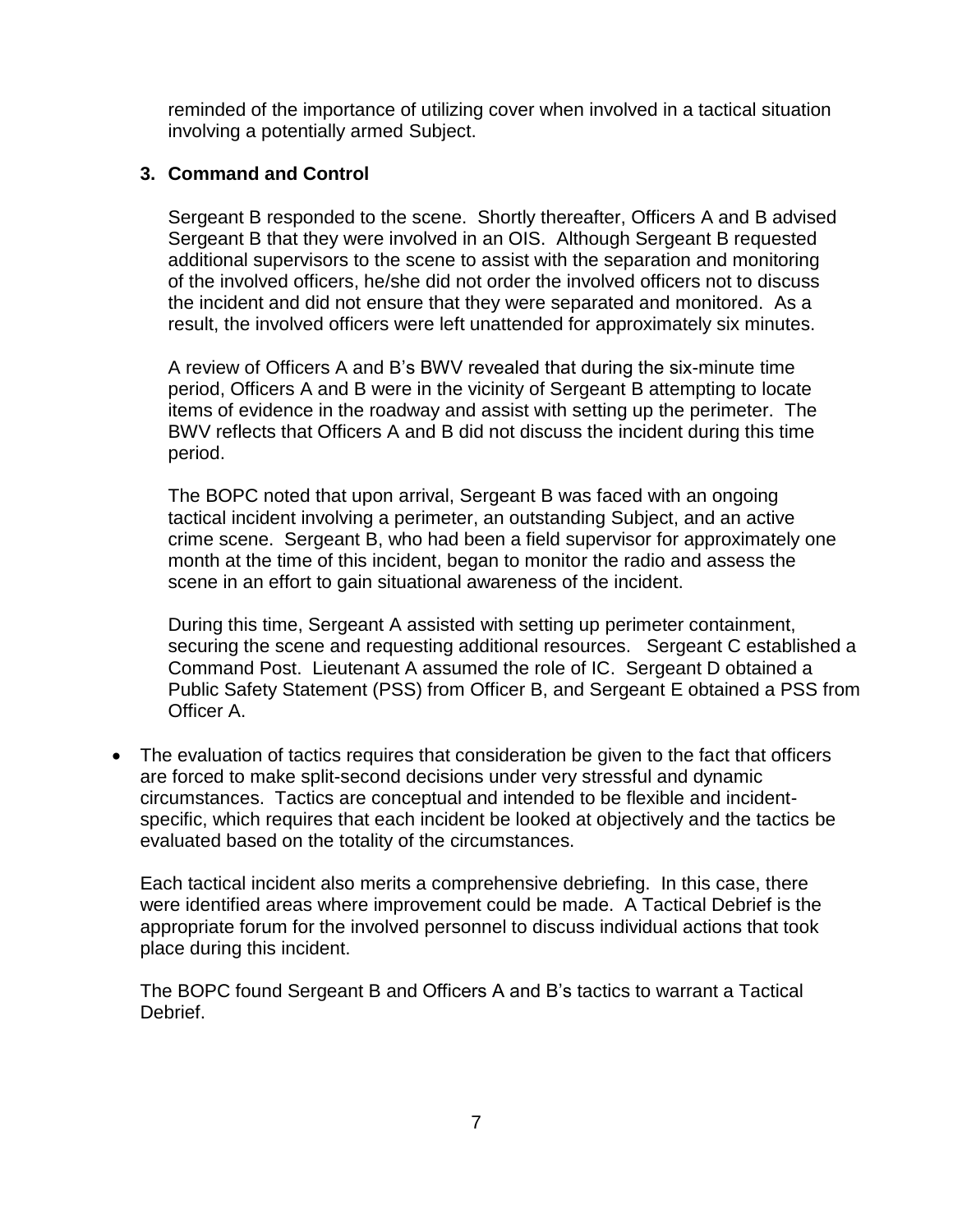reminded of the importance of utilizing cover when involved in a tactical situation involving a potentially armed Subject.

**3. Command and Control**

Sergeant B responded to the scene. Shortly thereafter, Officers A and B advised Sergeant B that they were involved in an OIS. Although Sergeant B requested additional supervisors to the scene to assist with the separation and monitoring of the involved officers, he/she did not order the involved officers not to discuss the incident and did not ensure that they were separated and monitored. As a result, the involved officers were left unattended for approximately six minutes.

A review of Officers A and B's BWV revealed that during the six-minute time period, Officers A and B were in the vicinity of Sergeant B attempting to locate items of evidence in the roadway and assist with setting up the perimeter. The BWV reflects that Officers A and B did not discuss the incident during this time period.

The BOPC noted that upon arrival, Sergeant B was faced with an ongoing tactical incident involving a perimeter, an outstanding Subject, and an active crime scene. Sergeant B, who had been a field supervisor for approximately one month at the time of this incident, began to monitor the radio and assess the scene in an effort to gain situational awareness of the incident.

During this time, Sergeant A assisted with setting up perimeter containment, securing the scene and requesting additional resources. Sergeant C established a Command Post. Lieutenant A assumed the role of IC. Sergeant D obtained a Public Safety Statement (PSS) from Officer B, and Sergeant E obtained a PSS from Officer A.

- The evaluation of tactics requires that consideration be given to the fact that officers are forced to make split-second decisions under very stressful and dynamic circumstances. Tactics are conceptual and intended to be flexible and incident-specific, which requires that each incident be looked at objectively and the tactics be evaluated based on the totality of the circumstances.

  Each tactical incident also merits a comprehensive debriefing. In this case, there were identified areas where improvement could be made. A Tactical Debrief is the appropriate forum for the involved personnel to discuss individual actions that took place during this incident.

  The BOPC found Sergeant B and Officers A and B's tactics to warrant a Tactical Debrief.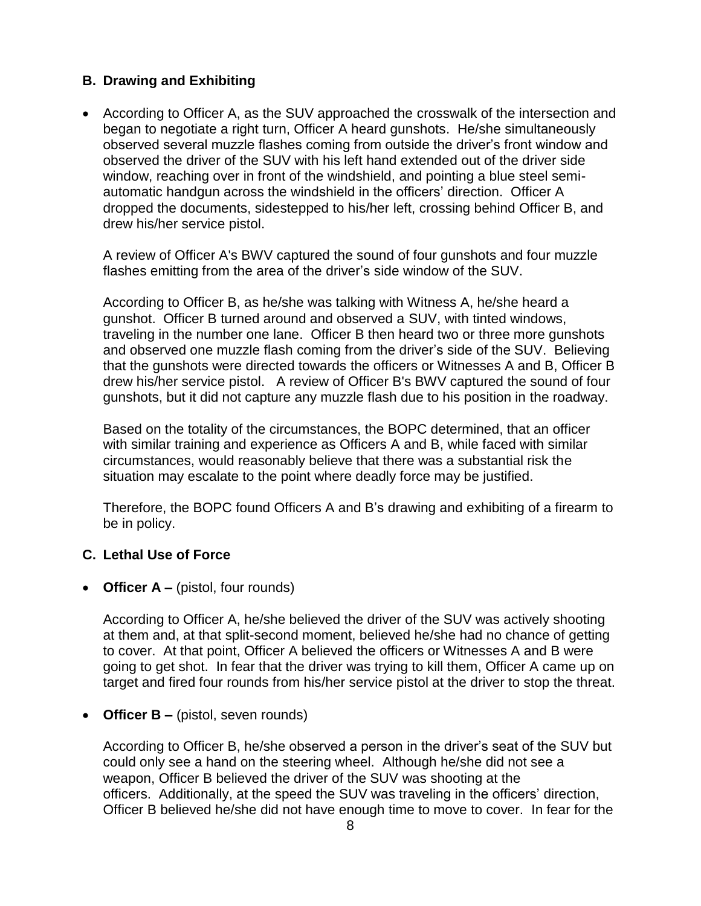### B. Drawing and Exhibiting

- According to Officer A, as the SUV approached the crosswalk of the intersection and began to negotiate a right turn, Officer A heard gunshots. He/she simultaneously observed several muzzle flashes coming from outside the driver's front window and observed the driver of the SUV with his left hand extended out of the driver side window, reaching over in front of the windshield, and pointing a blue steel semi-automatic handgun across the windshield in the officers' direction. Officer A dropped the documents, sidestepped to his/her left, crossing behind Officer B, and drew his/her service pistol.

  A review of Officer A's BWV captured the sound of four gunshots and four muzzle flashes emitting from the area of the driver's side window of the SUV.

  According to Officer B, as he/she was talking with Witness A, he/she heard a gunshot. Officer B turned around and observed a SUV, with tinted windows, traveling in the number one lane. Officer B then heard two or three more gunshots and observed one muzzle flash coming from the driver's side of the SUV. Believing that the gunshots were directed towards the officers or Witnesses A and B, Officer B drew his/her service pistol. A review of Officer B's BWV captured the sound of four gunshots, but it did not capture any muzzle flash due to his position in the roadway.

  Based on the totality of the circumstances, the BOPC determined, that an officer with similar training and experience as Officers A and B, while faced with similar circumstances, would reasonably believe that there was a substantial risk the situation may escalate to the point where deadly force may be justified.

  Therefore, the BOPC found Officers A and B's drawing and exhibiting of a firearm to be in policy.

### C. Lethal Use of Force

- **Officer A –** (pistol, four rounds)

  According to Officer A, he/she believed the driver of the SUV was actively shooting at them and, at that split-second moment, believed he/she had no chance of getting to cover. At that point, Officer A believed the officers or Witnesses A and B were going to get shot. In fear that the driver was trying to kill them, Officer A came up on target and fired four rounds from his/her service pistol at the driver to stop the threat.

- **Officer B –** (pistol, seven rounds)

  According to Officer B, he/she observed a person in the driver's seat of the SUV but could only see a hand on the steering wheel. Although he/she did not see a weapon, Officer B believed the driver of the SUV was shooting at the officers. Additionally, at the speed the SUV was traveling in the officers' direction, Officer B believed he/she did not have enough time to move to cover. In fear for the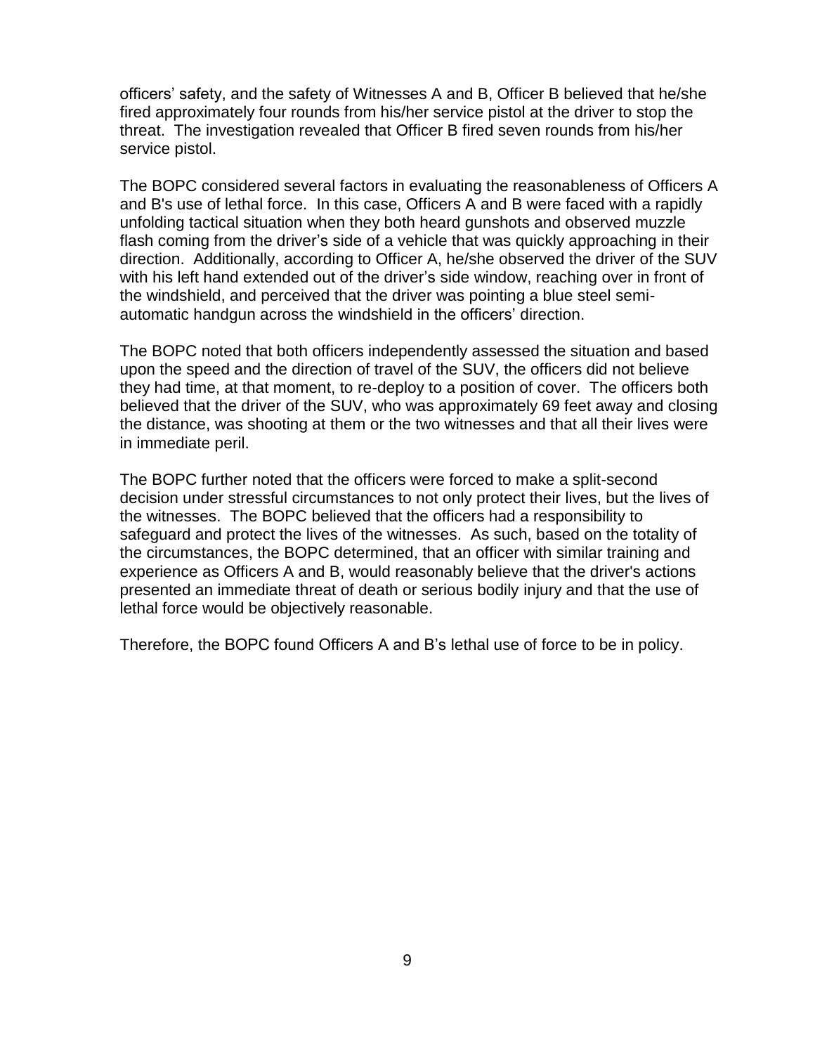officers' safety, and the safety of Witnesses A and B, Officer B believed that he/she fired approximately four rounds from his/her service pistol at the driver to stop the threat. The investigation revealed that Officer B fired seven rounds from his/her service pistol.

The BOPC considered several factors in evaluating the reasonableness of Officers A and B's use of lethal force. In this case, Officers A and B were faced with a rapidly unfolding tactical situation when they both heard gunshots and observed muzzle flash coming from the driver's side of a vehicle that was quickly approaching in their direction. Additionally, according to Officer A, he/she observed the driver of the SUV with his left hand extended out of the driver's side window, reaching over in front of the windshield, and perceived that the driver was pointing a blue steel semi-automatic handgun across the windshield in the officers' direction.

The BOPC noted that both officers independently assessed the situation and based upon the speed and the direction of travel of the SUV, the officers did not believe they had time, at that moment, to re-deploy to a position of cover. The officers both believed that the driver of the SUV, who was approximately 69 feet away and closing the distance, was shooting at them or the two witnesses and that all their lives were in immediate peril.

The BOPC further noted that the officers were forced to make a split-second decision under stressful circumstances to not only protect their lives, but the lives of the witnesses. The BOPC believed that the officers had a responsibility to safeguard and protect the lives of the witnesses. As such, based on the totality of the circumstances, the BOPC determined, that an officer with similar training and experience as Officers A and B, would reasonably believe that the driver's actions presented an immediate threat of death or serious bodily injury and that the use of lethal force would be objectively reasonable.

Therefore, the BOPC found Officers A and B's lethal use of force to be in policy.